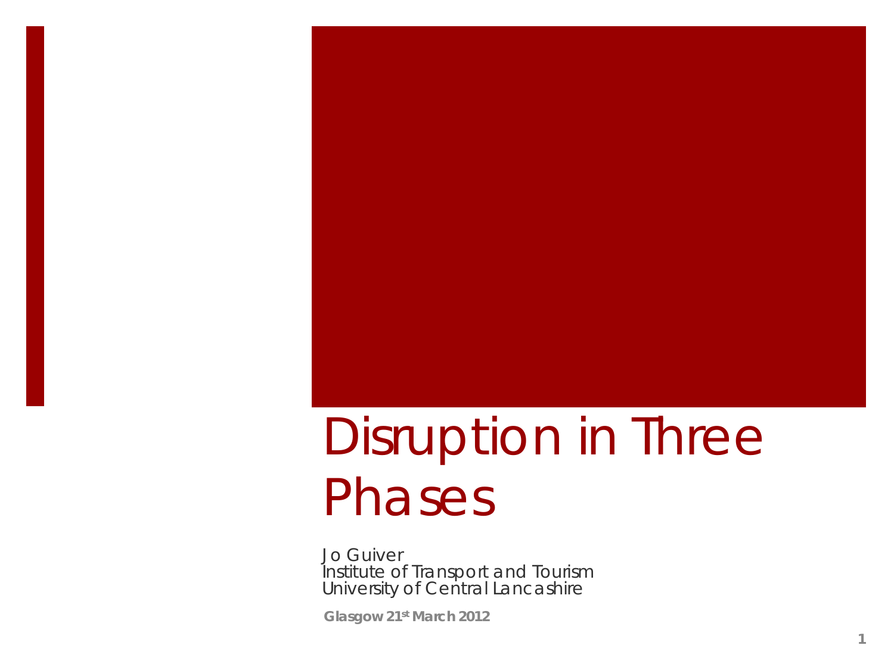# Disruption in Three Phases

Jo Guiver
Institute of Transport and Tourism
University of Central Lancashire

**Glasgow 21st March 2012**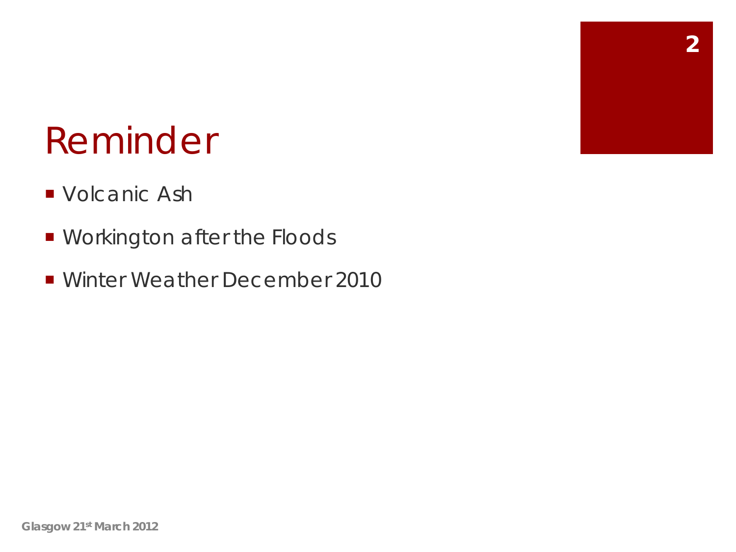# Reminder

- Volcanic Ash
- Workington after the Floods
- Winter Weather December 2010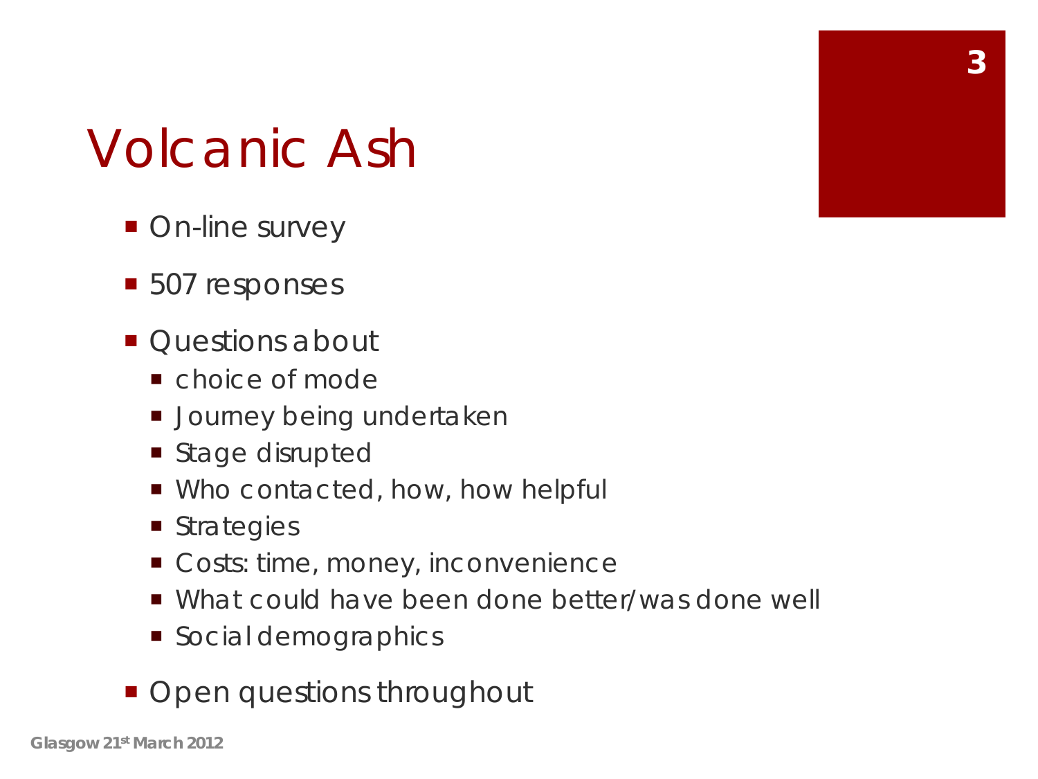# Volcanic Ash

- On-line survey
- 507 responses
- Questions about
  - choice of mode
  - Journey being undertaken
  - Stage disrupted
  - Who contacted, how, how helpful
  - Strategies
  - Costs: time, money, inconvenience
  - What could have been done better/was done well
  - Social demographics
- Open questions throughout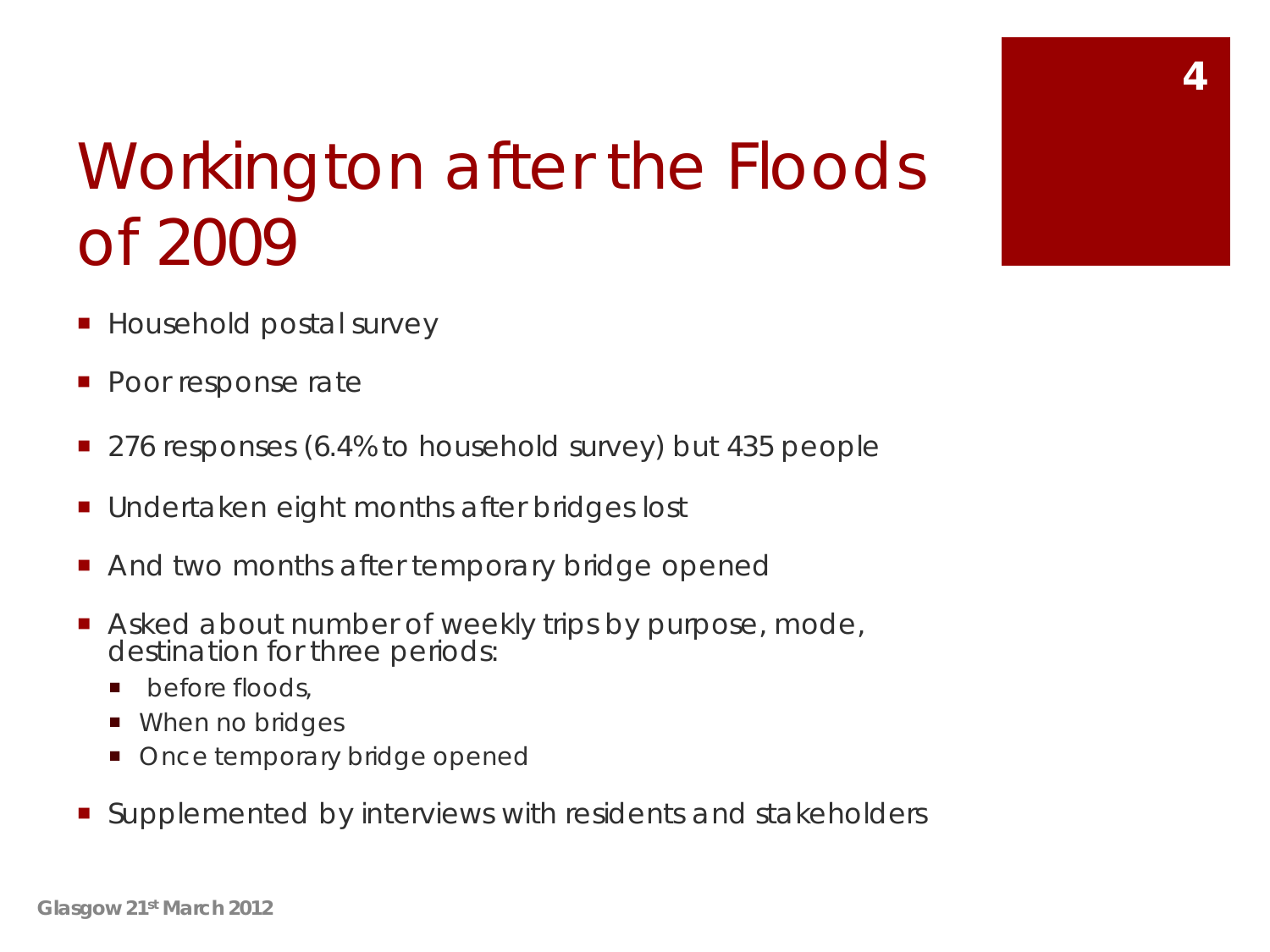# Workington after the Floods of 2009

- Household postal survey
- Poor response rate
- 276 responses (6.4% to household survey) but 435 people
- Undertaken eight months after bridges lost
- And two months after temporary bridge opened
- Asked about number of weekly trips by purpose, mode, destination for three periods:
  - before floods,
  - When no bridges
  - Once temporary bridge opened
- Supplemented by interviews with residents and stakeholders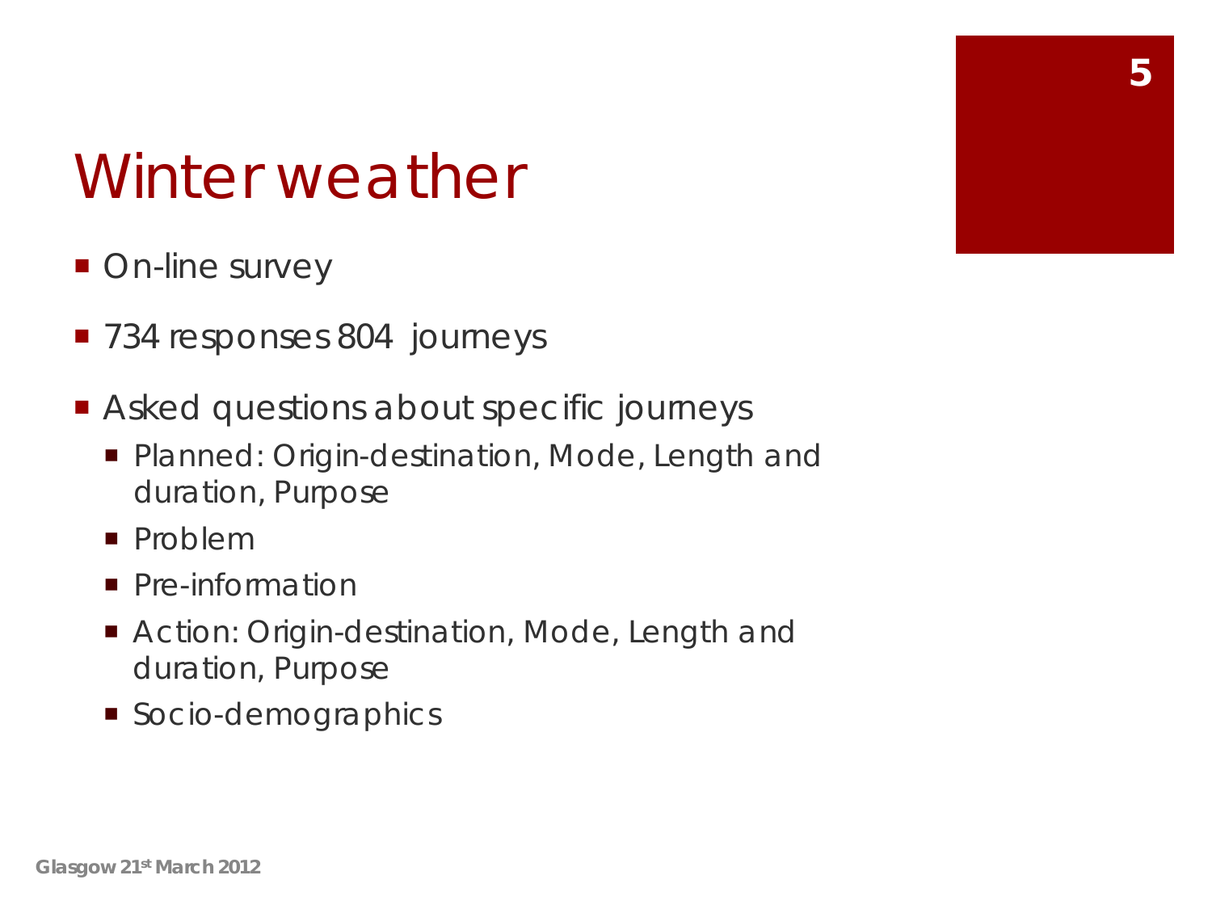# Winter weather

- On-line survey
- 734 responses 804 journeys
- Asked questions about specific journeys
  - Planned: Origin-destination, Mode, Length and duration, Purpose
  - Problem
  - Pre-information
  - Action: Origin-destination, Mode, Length and duration, Purpose
  - Socio-demographics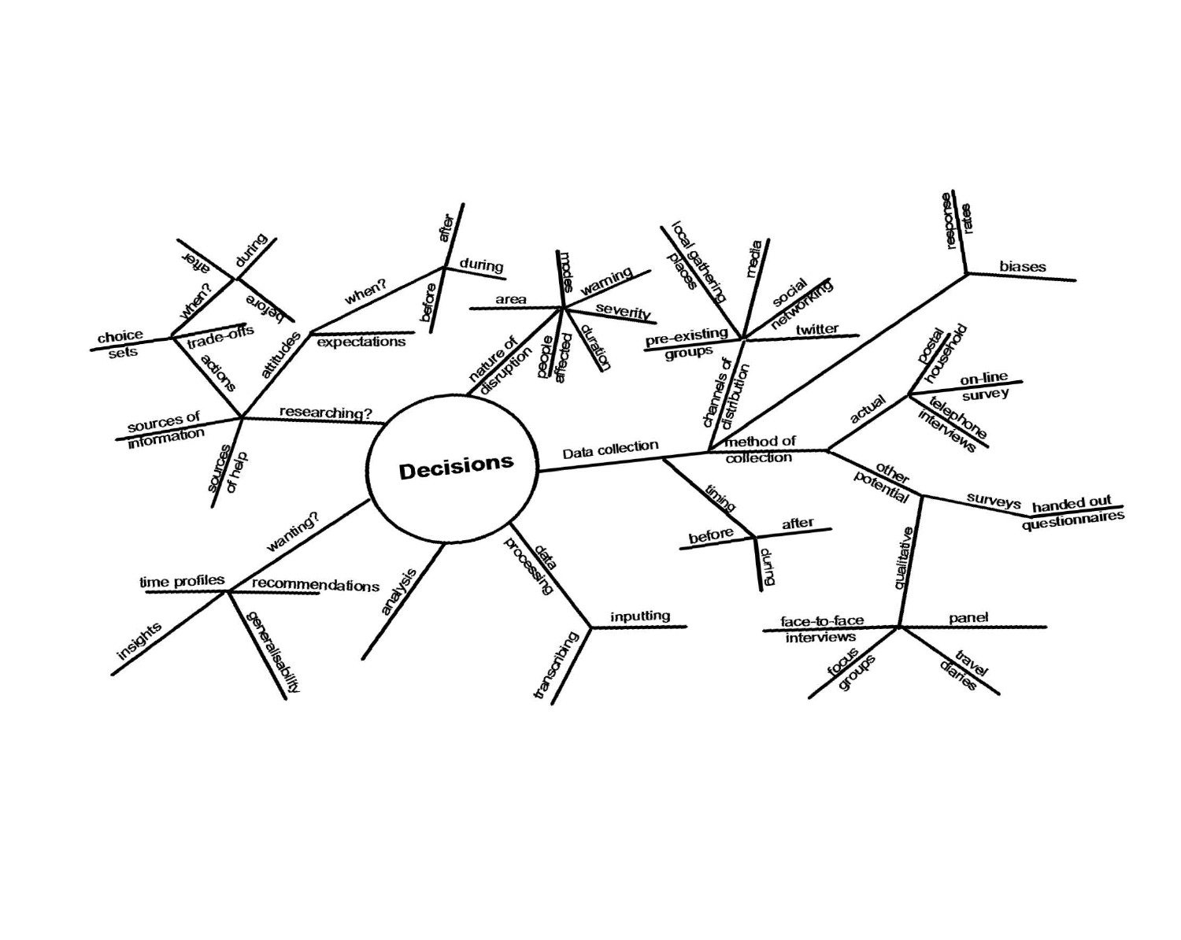- **Decisions**
  - researching?
    - sources of information
    - sources of help
    - actions
      - choice sets
      - trade-offs
      - when?
        - after
        - during
        - before
    - attitudes
      - expectations
      - when?
        - before
        - during
        - after
  - nature of disruption
    - area
    - modes
    - warning
    - severity
    - duration
    - people affected
  - Data collection
    - method of collection
      - channels of distribution
        - local gathering places
        - media
        - social networking
        - twitter
        - pre-existing groups
      - biases
        - response rates
      - actual
        - postal household
        - on-line survey
        - telephone interviews
      - other potential
        - surveys
          - handed out questionnaires
        - qualitative
          - face-to-face interviews
          - panel
          - focus groups
          - travel diaries
    - timing
      - before
      - after
      - during
  - data processing
    - inputting
    - transcribing
  - analysis
  - wanting?
    - time profiles
    - recommendations
    - insights
    - generalisability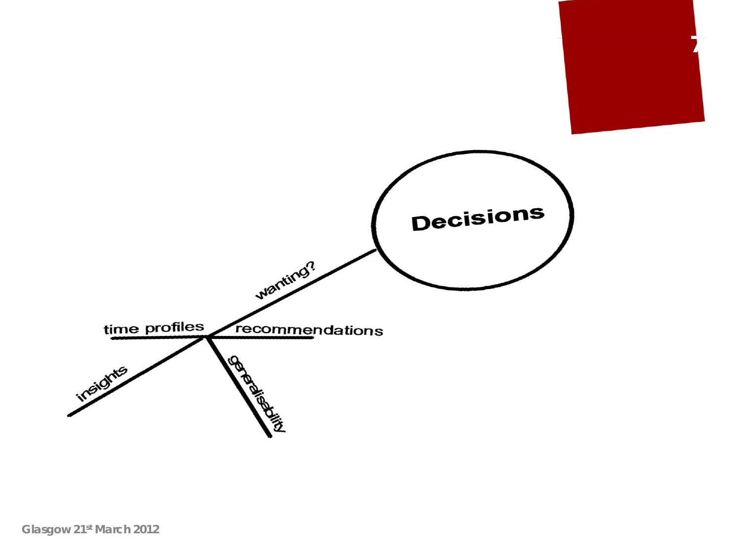Decisions

wanting?

time profiles

recommendations

insights

generalisability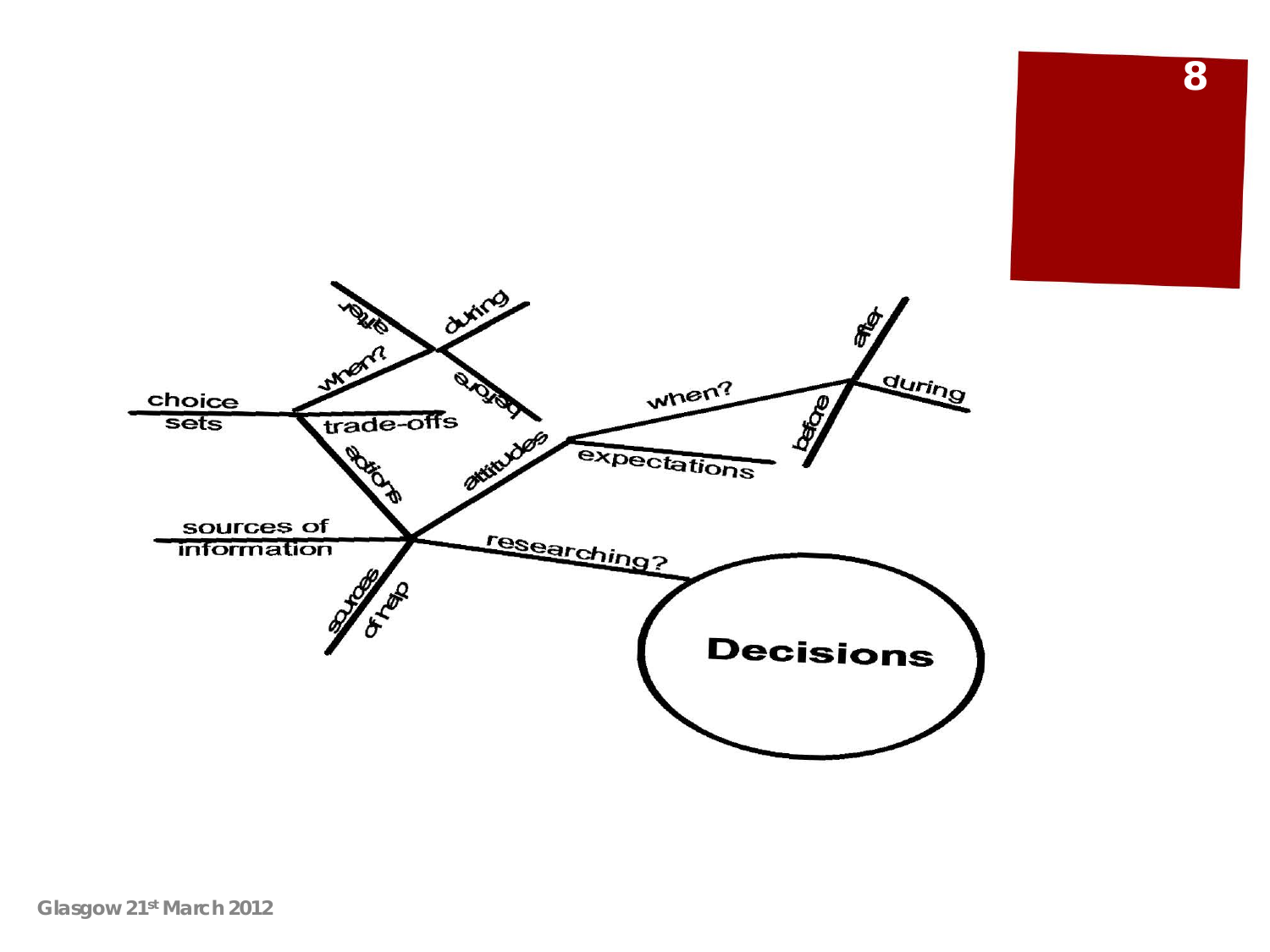Decisions

researching?

sources of information

sources of help

actions

attitudes

expectations

when?

before

during

after

choice sets

trade-offs

when?

before

during

after

Glasgow 21st March 2012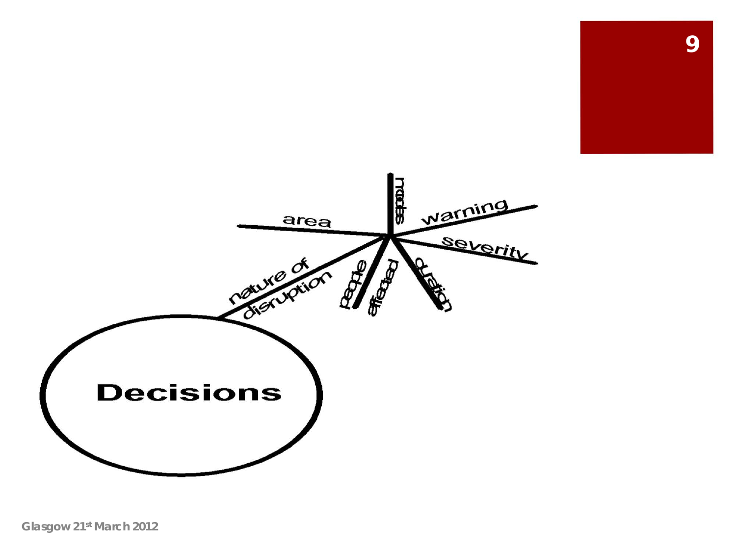Decisions

nature of disruption

area

needs

warning

severity

people affected

duration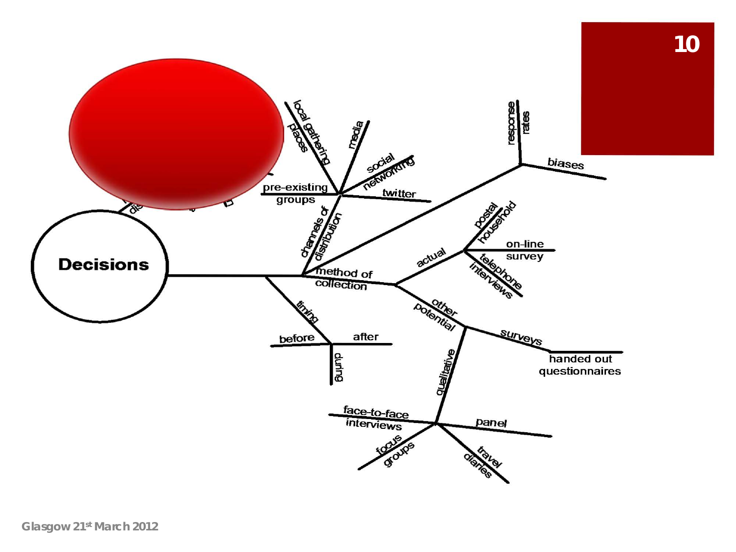**Decisions**

- timing
  - before
  - during
  - after
- method of collection
  - actual
    - postal household
    - on-line survey
    - telephone interviews
  - other potential
    - surveys
      - handed out questionnaires
    - qualitative
      - face-to-face interviews
      - focus groups
      - travel diaries
      - panel
- channels of distribution
  - pre-existing groups
  - local gathering places
  - media
  - social networking
  - twitter
- response rates
- biases

Glasgow 21st March 2012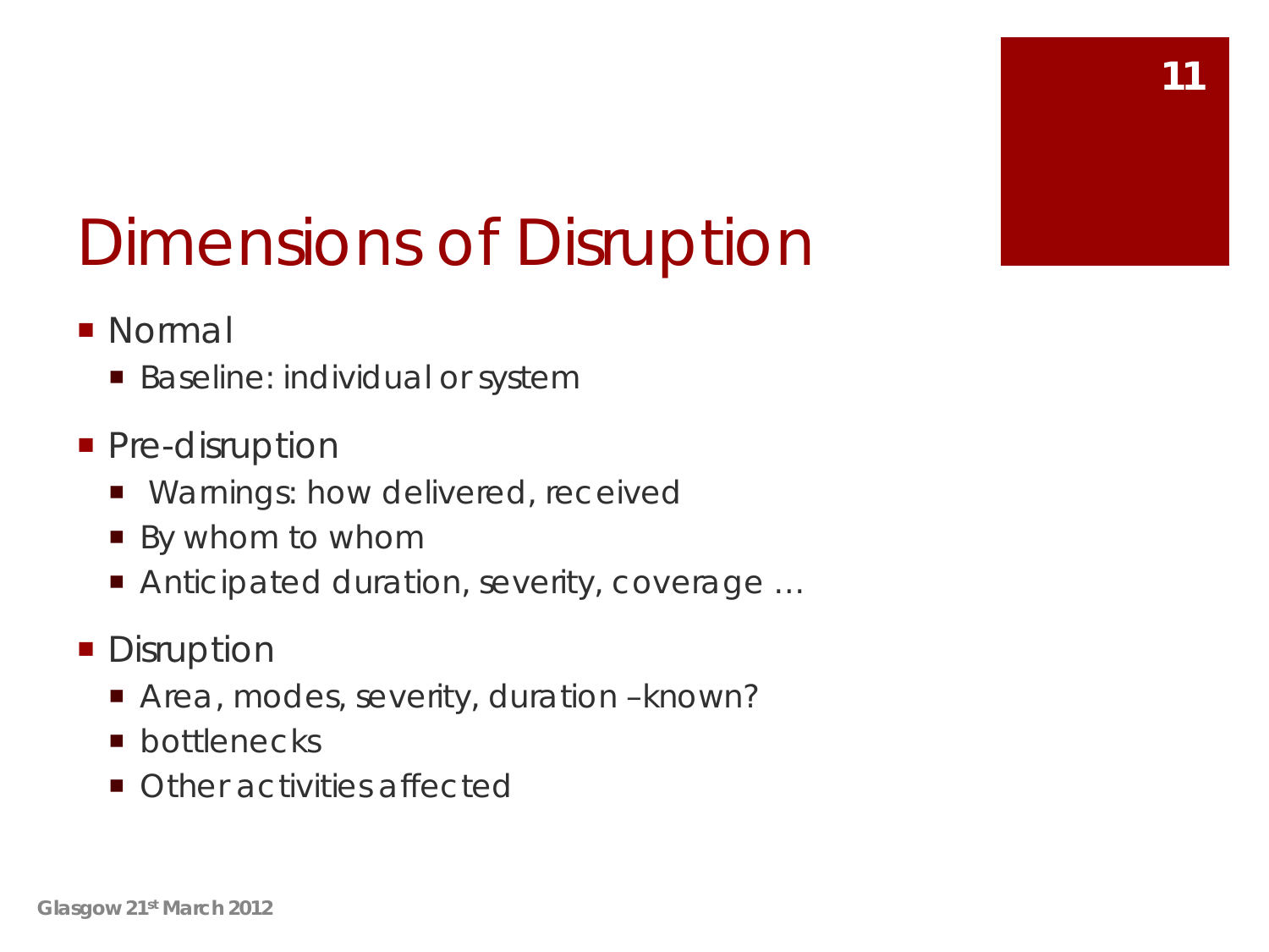# Dimensions of Disruption

- Normal
  - Baseline: individual or system
- Pre-disruption
  - Warnings: how delivered, received
  - By whom to whom
  - Anticipated duration, severity, coverage …
- Disruption
  - Area, modes, severity, duration –known?
  - bottlenecks
  - Other activities affected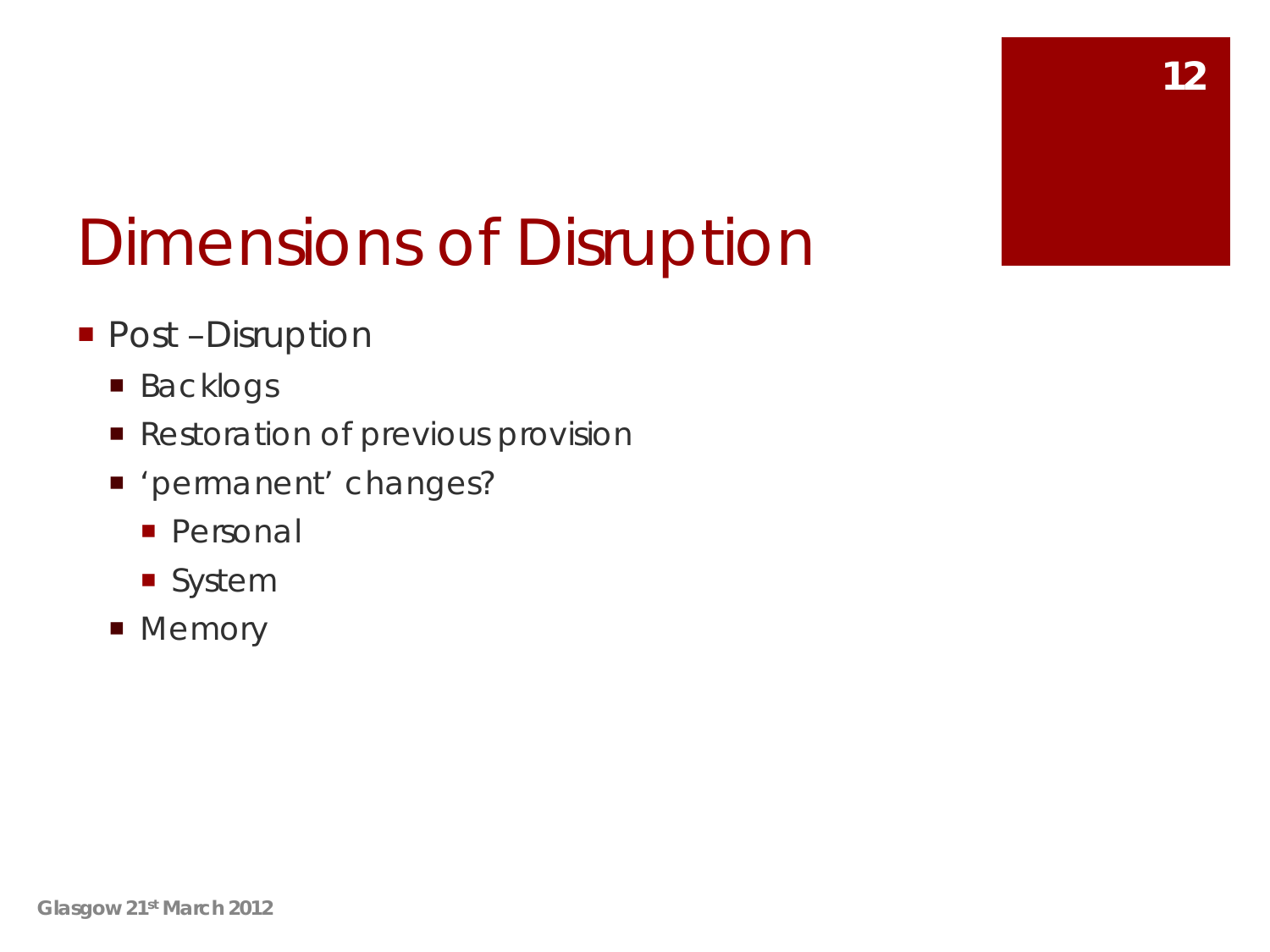# Dimensions of Disruption

- Post –Disruption
  - Backlogs
  - Restoration of previous provision
  - 'permanent' changes?
    - Personal
    - System
  - Memory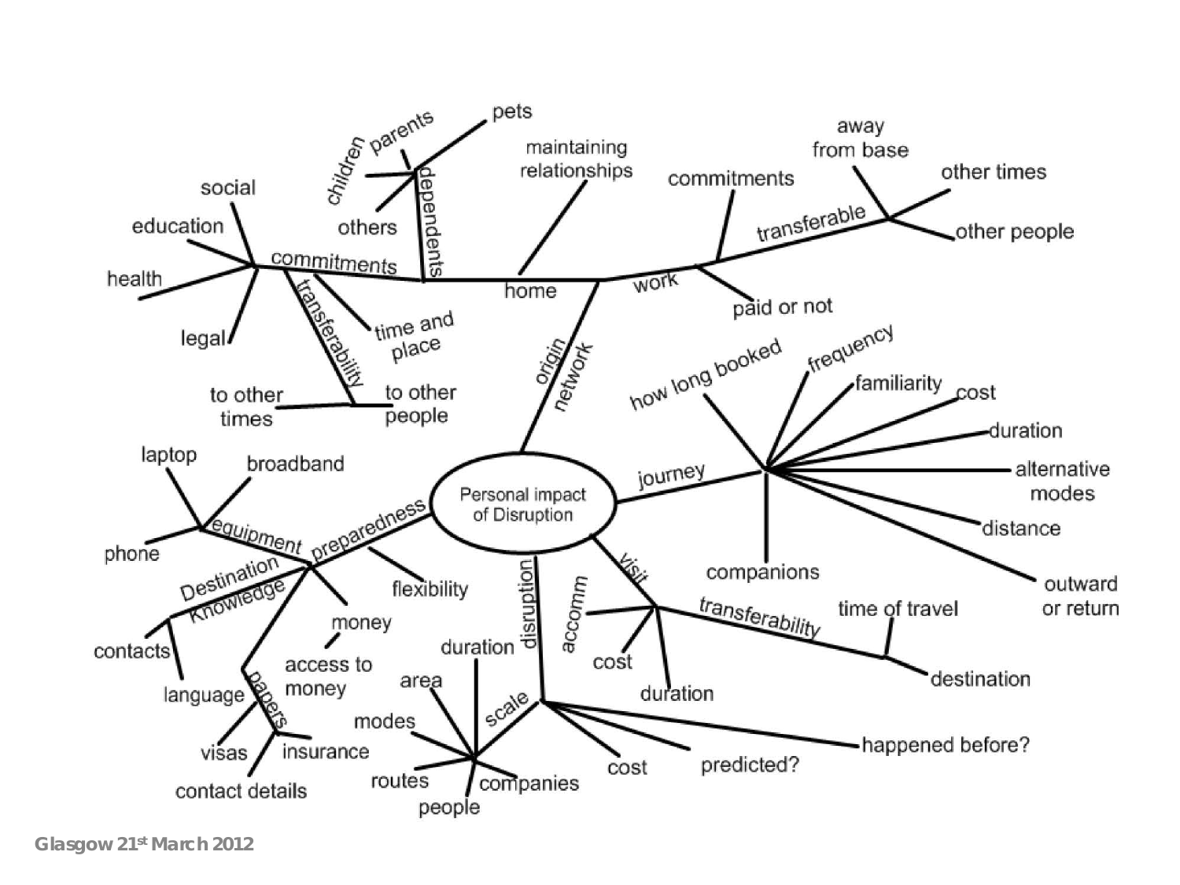**Personal impact of Disruption**

- origin network
  - home
    - commitments
      - social
      - education
      - health
      - legal
      - time and place
      - transferability
        - to other times
        - to other people
    - dependents
      - children
      - parents
      - pets
      - others
    - maintaining relationships
  - work
    - commitments
    - transferable
      - away from base
      - other times
      - other people
    - paid or not
- journey
  - how long booked
  - frequency
  - familiarity
  - cost
  - duration
  - alternative modes
  - distance
  - outward or return
  - companions
- visit
  - accomm
  - cost
  - duration
  - transferability
    - time of travel
    - destination
- disruption
  - scale
    - duration
    - area
    - modes
    - routes
    - people
    - companies
  - cost
  - predicted?
  - happened before?
- preparedness
  - equipment
    - laptop
    - broadband
    - phone
  - Destination Knowledge
    - contacts
    - language
  - papers
    - visas
    - insurance
    - contact details
  - money
    - access to money
  - flexibility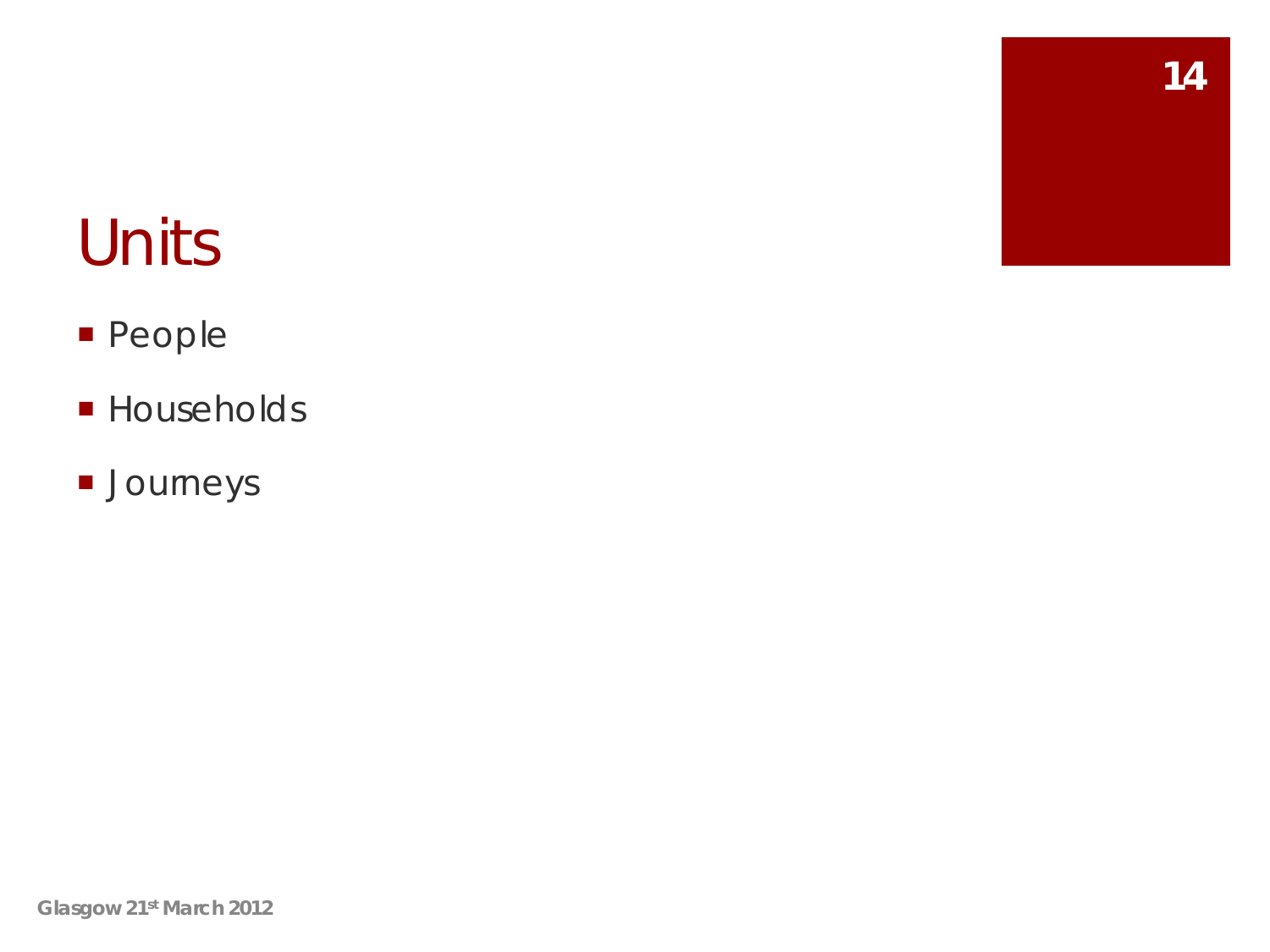# Units

- People
- Households
- Journeys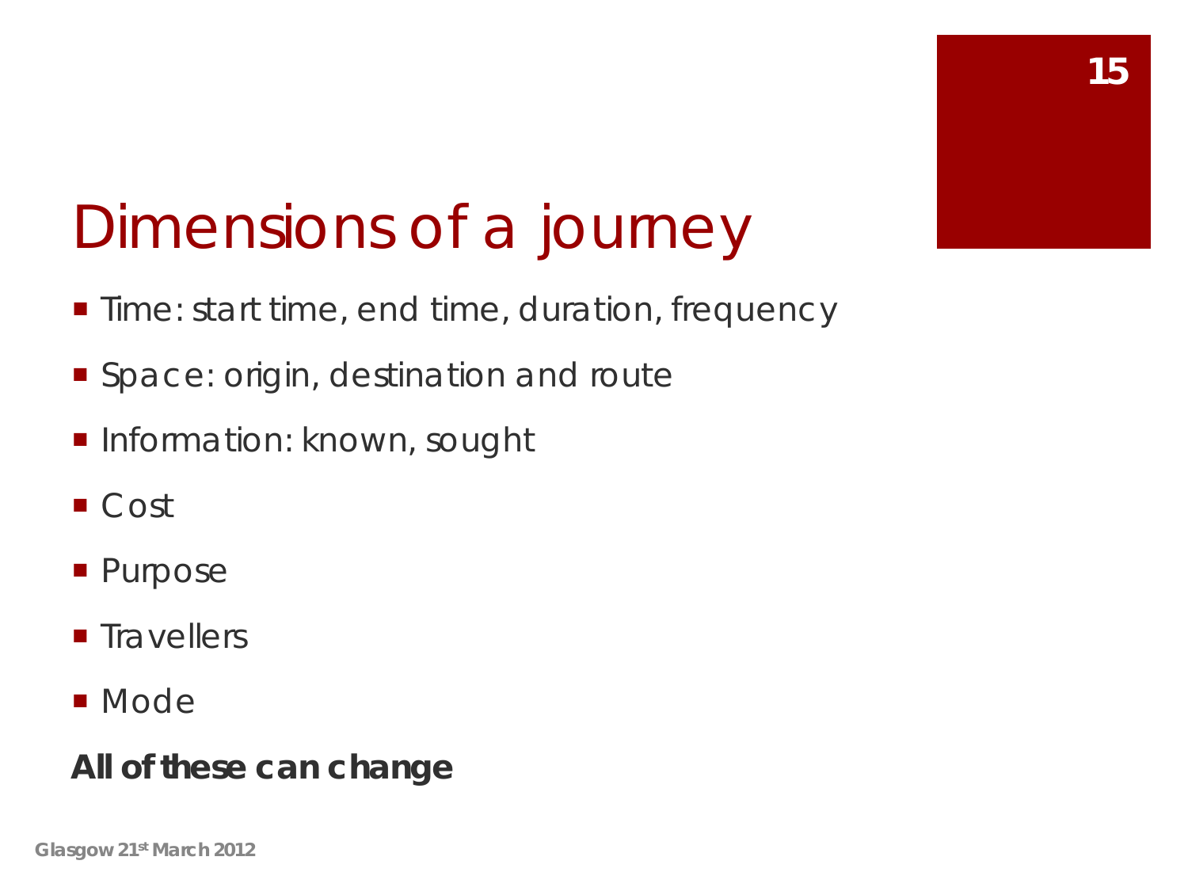# Dimensions of a journey

- Time: start time, end time, duration, frequency
- Space: origin, destination and route
- Information: known, sought
- Cost
- Purpose
- Travellers
- Mode

**All of these can change**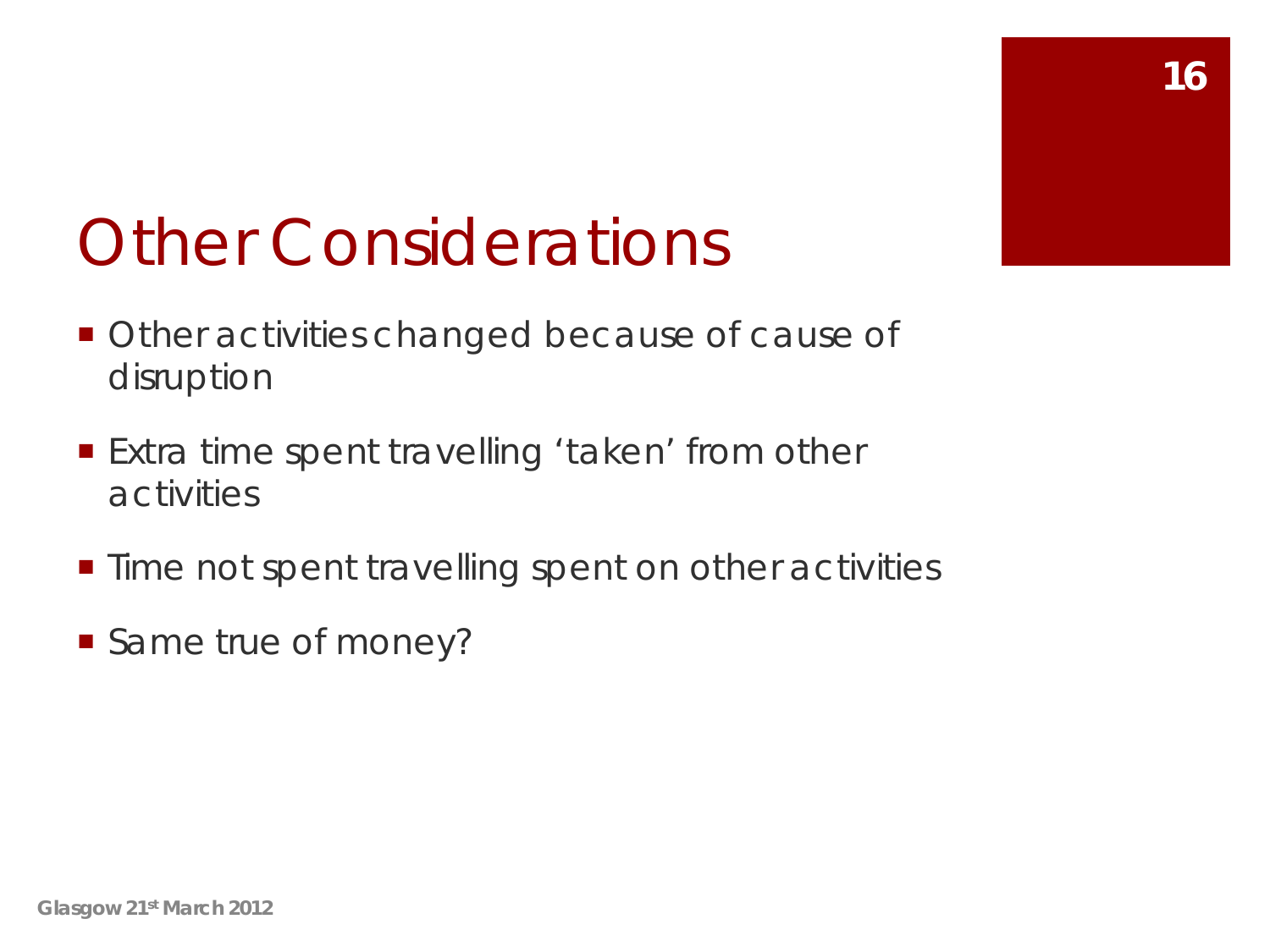# Other Considerations

- Other activities changed because of cause of disruption
- Extra time spent travelling ‘taken’ from other activities
- Time not spent travelling spent on other activities
- Same true of money?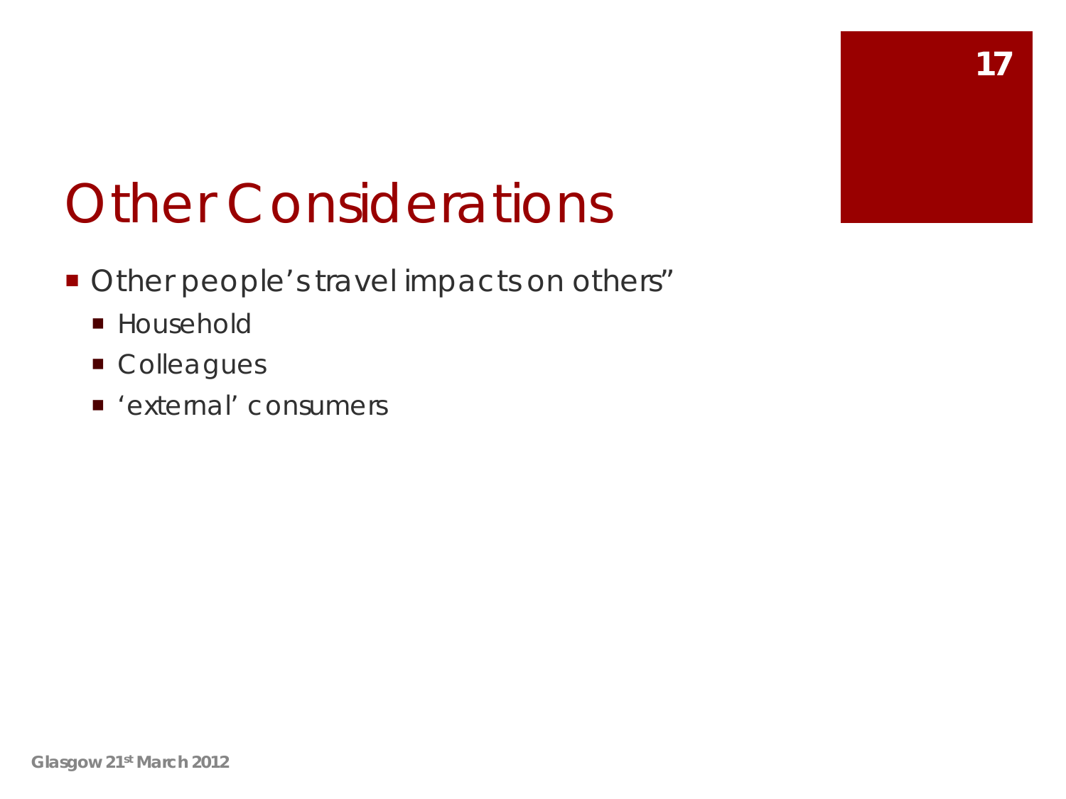# Other Considerations

- Other people's travel impacts on others"
  - Household
  - Colleagues
  - 'external' consumers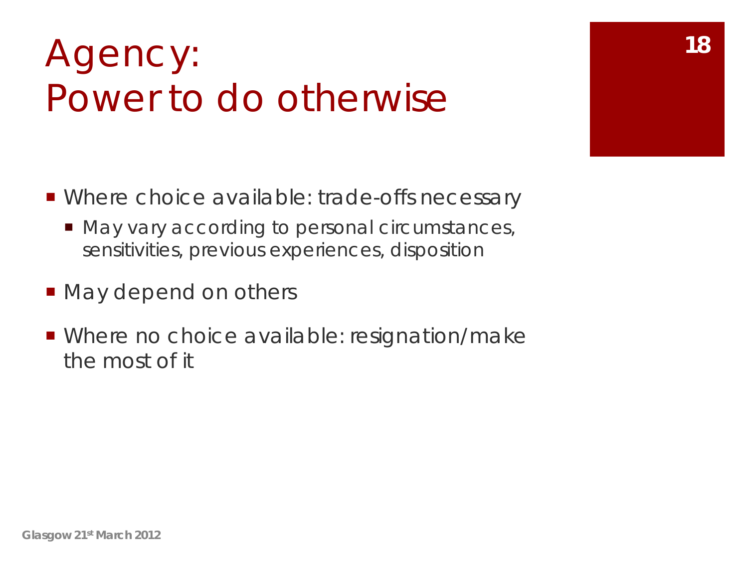# Agency: Power to do otherwise

- Where choice available: trade-offs necessary
  - May vary according to personal circumstances, sensitivities, previous experiences, disposition
- May depend on others
- Where no choice available: resignation/make the most of it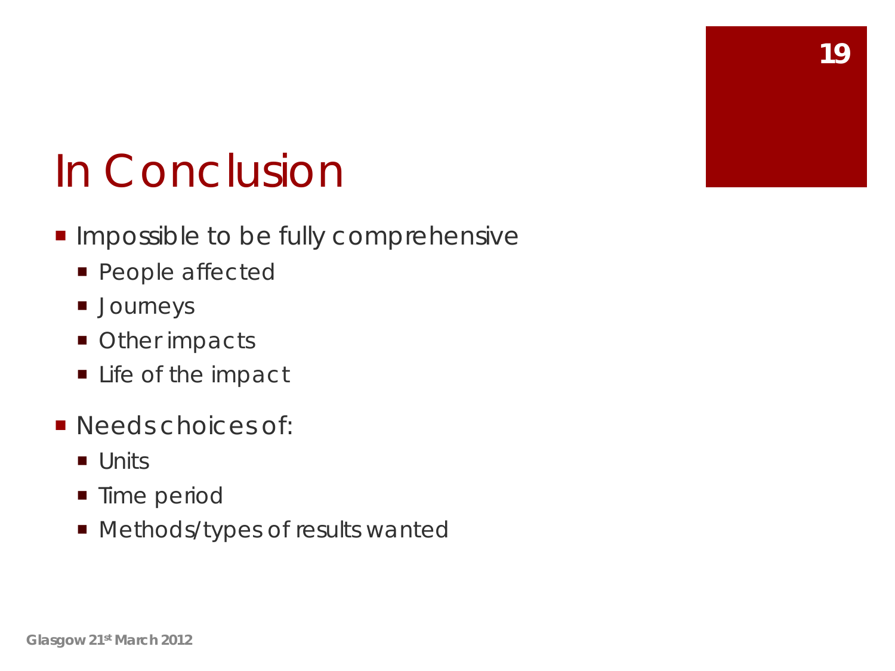# In Conclusion

- Impossible to be fully comprehensive
  - People affected
  - Journeys
  - Other impacts
  - Life of the impact
- Needs choices of:
  - Units
  - Time period
  - Methods/types of results wanted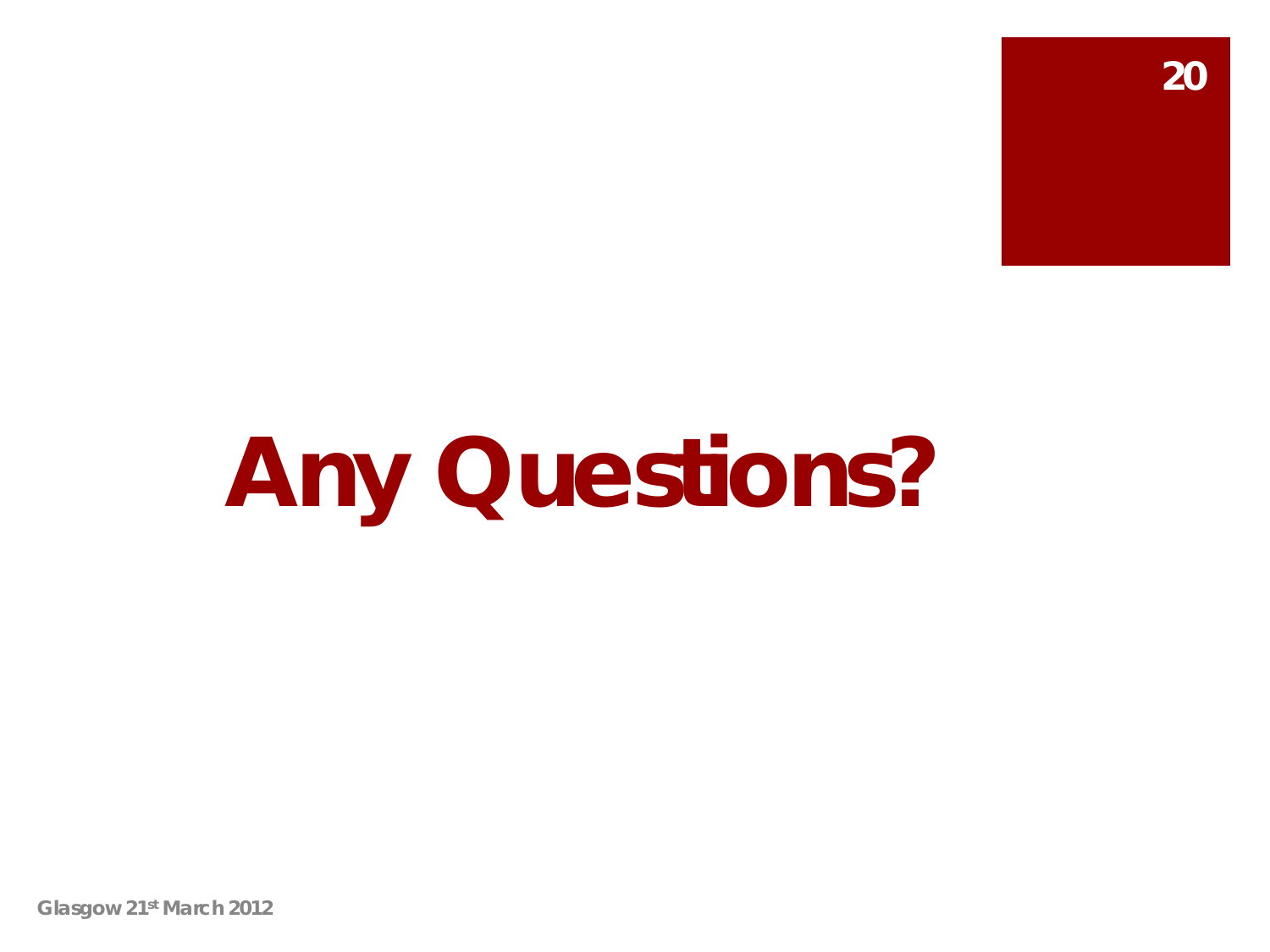# Any Questions?